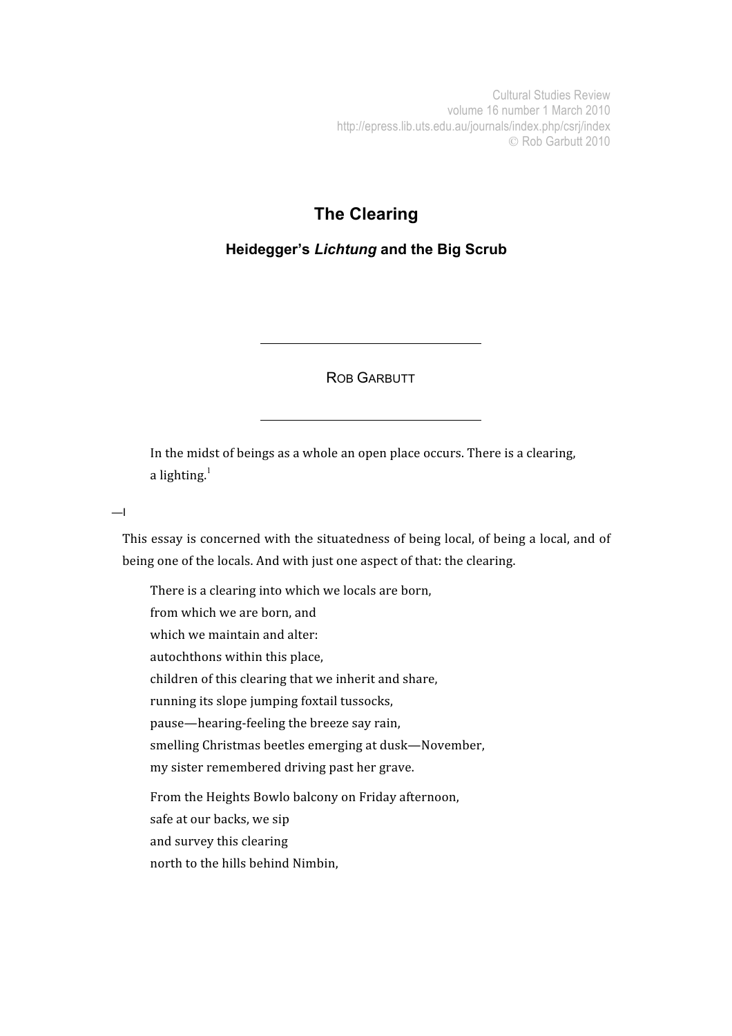Cultural Studies Review
volume 16 number 1 March 2010
http://epress.lib.uts.edu.au/journals/index.php/csrj/index
© Rob Garbutt 2010

# The Clearing

## Heidegger's *Lichtung* and the Big Scrub

ROB GARBUTT

> In the midst of beings as a whole an open place occurs. There is a clearing, a lighting.[1]

—I

This essay is concerned with the situatedness of being local, of being a local, and of being one of the locals. And with just one aspect of that: the clearing.

> There is a clearing into which we locals are born,
> from which we are born, and
> which we maintain and alter:
> autochthons within this place,
> children of this clearing that we inherit and share,
> running its slope jumping foxtail tussocks,
> pause—hearing-feeling the breeze say rain,
> smelling Christmas beetles emerging at dusk—November,
> my sister remembered driving past her grave.
>
> From the Heights Bowlo balcony on Friday afternoon,
> safe at our backs, we sip
> and survey this clearing
> north to the hills behind Nimbin,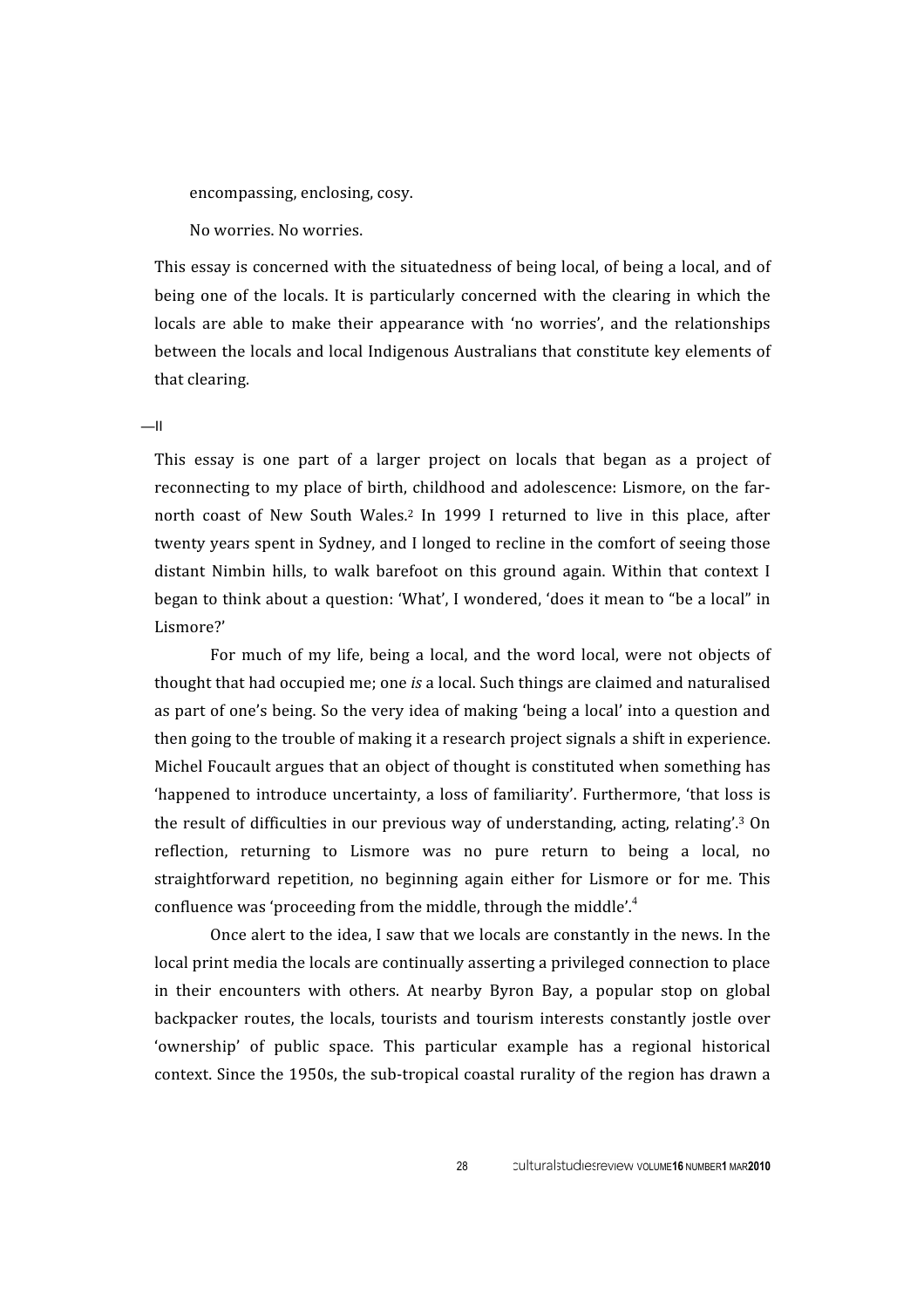encompassing, enclosing, cosy.

No worries. No worries.

This essay is concerned with the situatedness of being local, of being a local, and of being one of the locals. It is particularly concerned with the clearing in which the locals are able to make their appearance with 'no worries', and the relationships between the locals and local Indigenous Australians that constitute key elements of that clearing.

—II

This essay is one part of a larger project on locals that began as a project of reconnecting to my place of birth, childhood and adolescence: Lismore, on the far-north coast of New South Wales.[2] In 1999 I returned to live in this place, after twenty years spent in Sydney, and I longed to recline in the comfort of seeing those distant Nimbin hills, to walk barefoot on this ground again. Within that context I began to think about a question: 'What', I wondered, 'does it mean to "be a local" in Lismore?'

For much of my life, being a local, and the word local, were not objects of thought that had occupied me; one *is* a local. Such things are claimed and naturalised as part of one's being. So the very idea of making 'being a local' into a question and then going to the trouble of making it a research project signals a shift in experience. Michel Foucault argues that an object of thought is constituted when something has 'happened to introduce uncertainty, a loss of familiarity'. Furthermore, 'that loss is the result of difficulties in our previous way of understanding, acting, relating'.[3] On reflection, returning to Lismore was no pure return to being a local, no straightforward repetition, no beginning again either for Lismore or for me. This confluence was 'proceeding from the middle, through the middle'.[4]

Once alert to the idea, I saw that we locals are constantly in the news. In the local print media the locals are continually asserting a privileged connection to place in their encounters with others. At nearby Byron Bay, a popular stop on global backpacker routes, the locals, tourists and tourism interests constantly jostle over 'ownership' of public space. This particular example has a regional historical context. Since the 1950s, the sub-tropical coastal rurality of the region has drawn a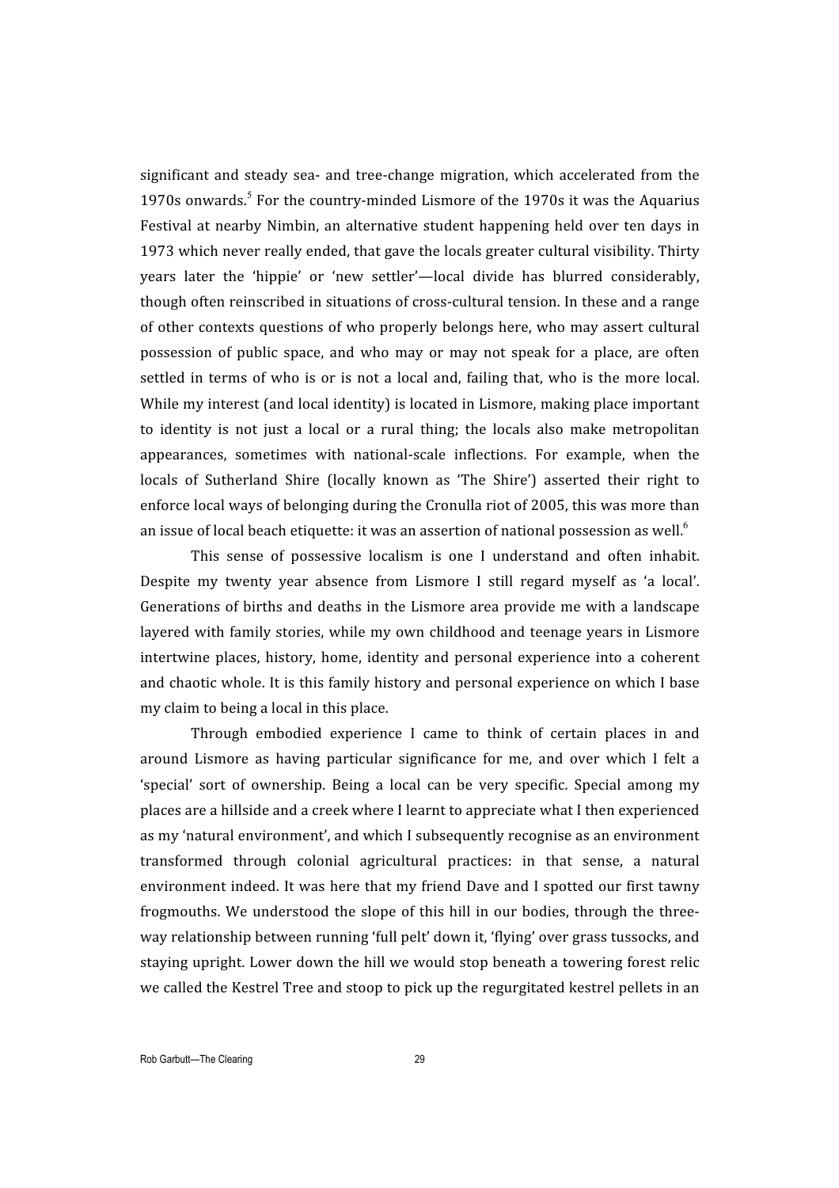significant and steady sea- and tree-change migration, which accelerated from the 1970s onwards.[5] For the country-minded Lismore of the 1970s it was the Aquarius Festival at nearby Nimbin, an alternative student happening held over ten days in 1973 which never really ended, that gave the locals greater cultural visibility. Thirty years later the 'hippie' or 'new settler'—local divide has blurred considerably, though often reinscribed in situations of cross-cultural tension. In these and a range of other contexts questions of who properly belongs here, who may assert cultural possession of public space, and who may or may not speak for a place, are often settled in terms of who is or is not a local and, failing that, who is the more local. While my interest (and local identity) is located in Lismore, making place important to identity is not just a local or a rural thing; the locals also make metropolitan appearances, sometimes with national-scale inflections. For example, when the locals of Sutherland Shire (locally known as 'The Shire') asserted their right to enforce local ways of belonging during the Cronulla riot of 2005, this was more than an issue of local beach etiquette: it was an assertion of national possession as well.[6]

This sense of possessive localism is one I understand and often inhabit. Despite my twenty year absence from Lismore I still regard myself as 'a local'. Generations of births and deaths in the Lismore area provide me with a landscape layered with family stories, while my own childhood and teenage years in Lismore intertwine places, history, home, identity and personal experience into a coherent and chaotic whole. It is this family history and personal experience on which I base my claim to being a local in this place.

Through embodied experience I came to think of certain places in and around Lismore as having particular significance for me, and over which I felt a 'special' sort of ownership. Being a local can be very specific. Special among my places are a hillside and a creek where I learnt to appreciate what I then experienced as my 'natural environment', and which I subsequently recognise as an environment transformed through colonial agricultural practices: in that sense, a natural environment indeed. It was here that my friend Dave and I spotted our first tawny frogmouths. We understood the slope of this hill in our bodies, through the three-way relationship between running 'full pelt' down it, 'flying' over grass tussocks, and staying upright. Lower down the hill we would stop beneath a towering forest relic we called the Kestrel Tree and stoop to pick up the regurgitated kestrel pellets in an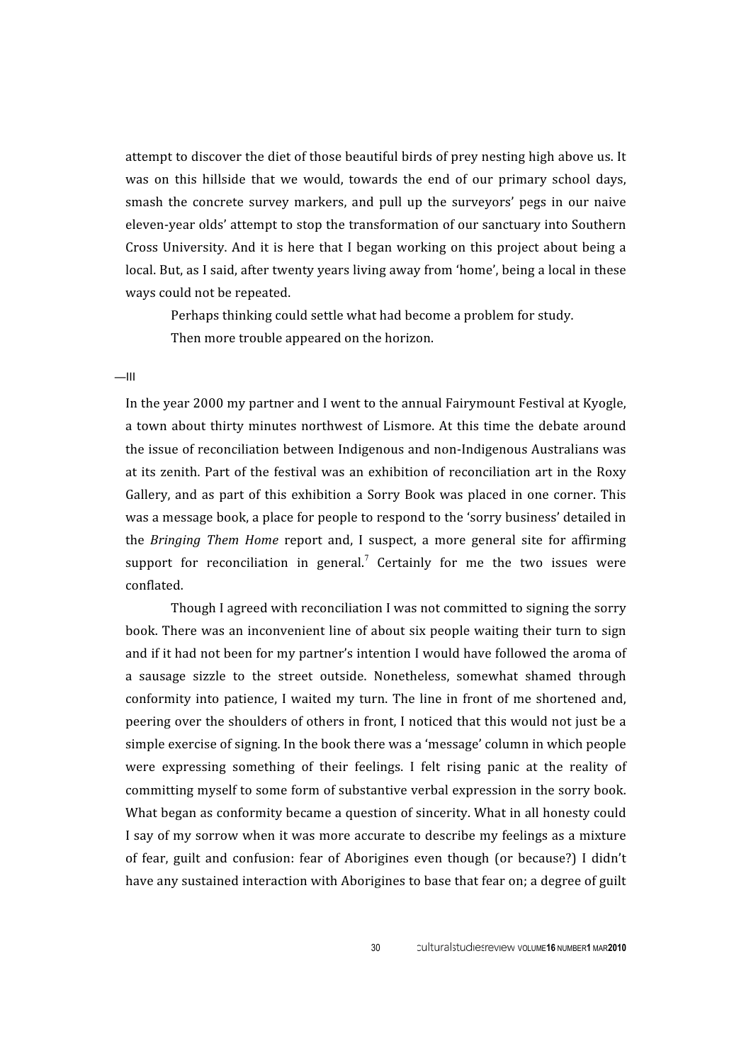attempt to discover the diet of those beautiful birds of prey nesting high above us. It was on this hillside that we would, towards the end of our primary school days, smash the concrete survey markers, and pull up the surveyors' pegs in our naive eleven-year olds' attempt to stop the transformation of our sanctuary into Southern Cross University. And it is here that I began working on this project about being a local. But, as I said, after twenty years living away from 'home', being a local in these ways could not be repeated.

Perhaps thinking could settle what had become a problem for study.

Then more trouble appeared on the horizon.

—III

In the year 2000 my partner and I went to the annual Fairymount Festival at Kyogle, a town about thirty minutes northwest of Lismore. At this time the debate around the issue of reconciliation between Indigenous and non-Indigenous Australians was at its zenith. Part of the festival was an exhibition of reconciliation art in the Roxy Gallery, and as part of this exhibition a Sorry Book was placed in one corner. This was a message book, a place for people to respond to the 'sorry business' detailed in the *Bringing Them Home* report and, I suspect, a more general site for affirming support for reconciliation in general.[7] Certainly for me the two issues were conflated.

Though I agreed with reconciliation I was not committed to signing the sorry book. There was an inconvenient line of about six people waiting their turn to sign and if it had not been for my partner's intention I would have followed the aroma of a sausage sizzle to the street outside. Nonetheless, somewhat shamed through conformity into patience, I waited my turn. The line in front of me shortened and, peering over the shoulders of others in front, I noticed that this would not just be a simple exercise of signing. In the book there was a 'message' column in which people were expressing something of their feelings. I felt rising panic at the reality of committing myself to some form of substantive verbal expression in the sorry book. What began as conformity became a question of sincerity. What in all honesty could I say of my sorrow when it was more accurate to describe my feelings as a mixture of fear, guilt and confusion: fear of Aborigines even though (or because?) I didn't have any sustained interaction with Aborigines to base that fear on; a degree of guilt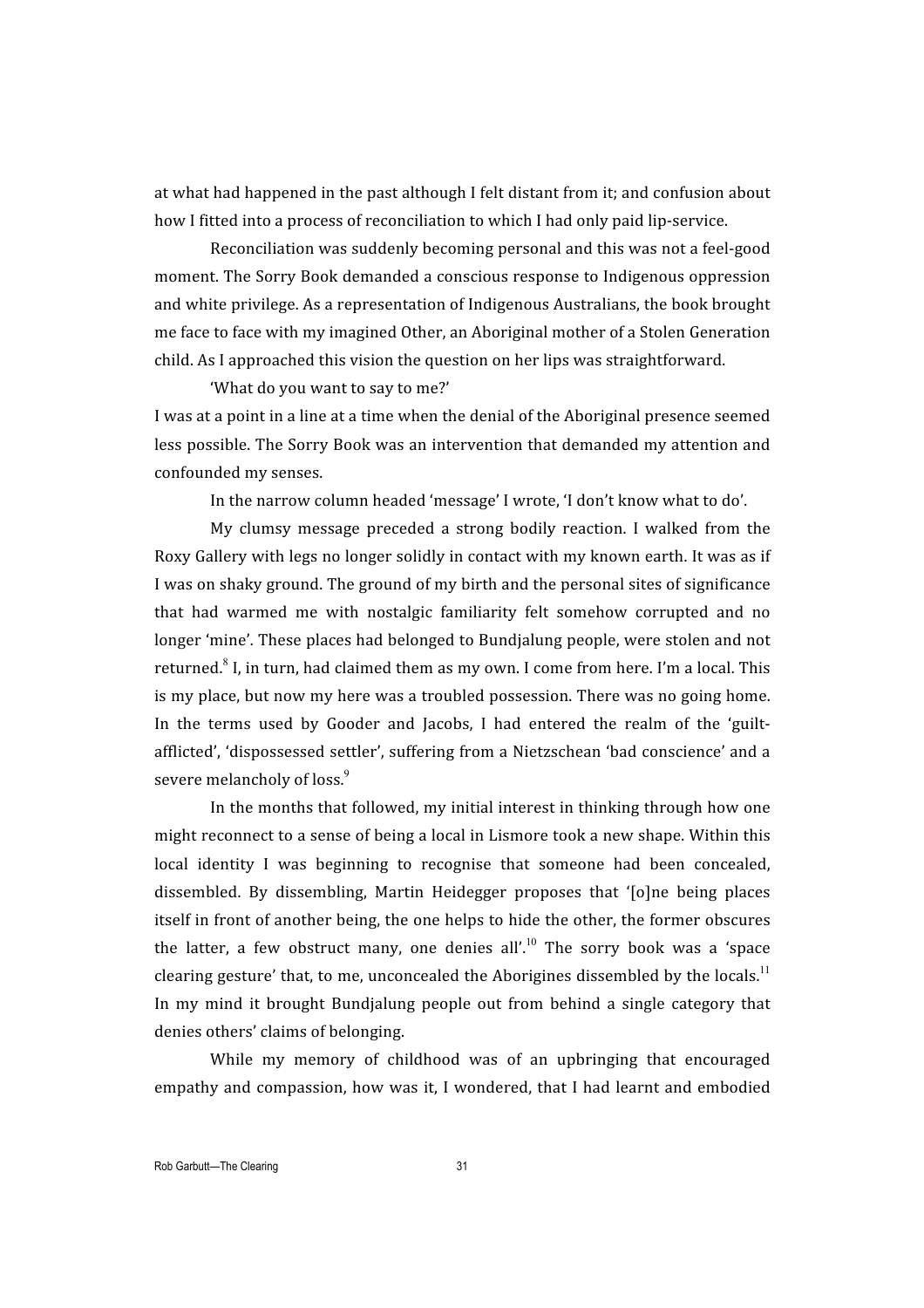at what had happened in the past although I felt distant from it; and confusion about how I fitted into a process of reconciliation to which I had only paid lip-service.

Reconciliation was suddenly becoming personal and this was not a feel-good moment. The Sorry Book demanded a conscious response to Indigenous oppression and white privilege. As a representation of Indigenous Australians, the book brought me face to face with my imagined Other, an Aboriginal mother of a Stolen Generation child. As I approached this vision the question on her lips was straightforward.

'What do you want to say to me?'

I was at a point in a line at a time when the denial of the Aboriginal presence seemed less possible. The Sorry Book was an intervention that demanded my attention and confounded my senses.

In the narrow column headed 'message' I wrote, 'I don't know what to do'.

My clumsy message preceded a strong bodily reaction. I walked from the Roxy Gallery with legs no longer solidly in contact with my known earth. It was as if I was on shaky ground. The ground of my birth and the personal sites of significance that had warmed me with nostalgic familiarity felt somehow corrupted and no longer 'mine'. These places had belonged to Bundjalung people, were stolen and not returned.[8] I, in turn, had claimed them as my own. I come from here. I'm a local. This is my place, but now my here was a troubled possession. There was no going home. In the terms used by Gooder and Jacobs, I had entered the realm of the 'guilt-afflicted', 'dispossessed settler', suffering from a Nietzschean 'bad conscience' and a severe melancholy of loss.[9]

In the months that followed, my initial interest in thinking through how one might reconnect to a sense of being a local in Lismore took a new shape. Within this local identity I was beginning to recognise that someone had been concealed, dissembled. By dissembling, Martin Heidegger proposes that '[o]ne being places itself in front of another being, the one helps to hide the other, the former obscures the latter, a few obstruct many, one denies all'.[10] The sorry book was a 'space clearing gesture' that, to me, unconcealed the Aborigines dissembled by the locals.[11] In my mind it brought Bundjalung people out from behind a single category that denies others' claims of belonging.

While my memory of childhood was of an upbringing that encouraged empathy and compassion, how was it, I wondered, that I had learnt and embodied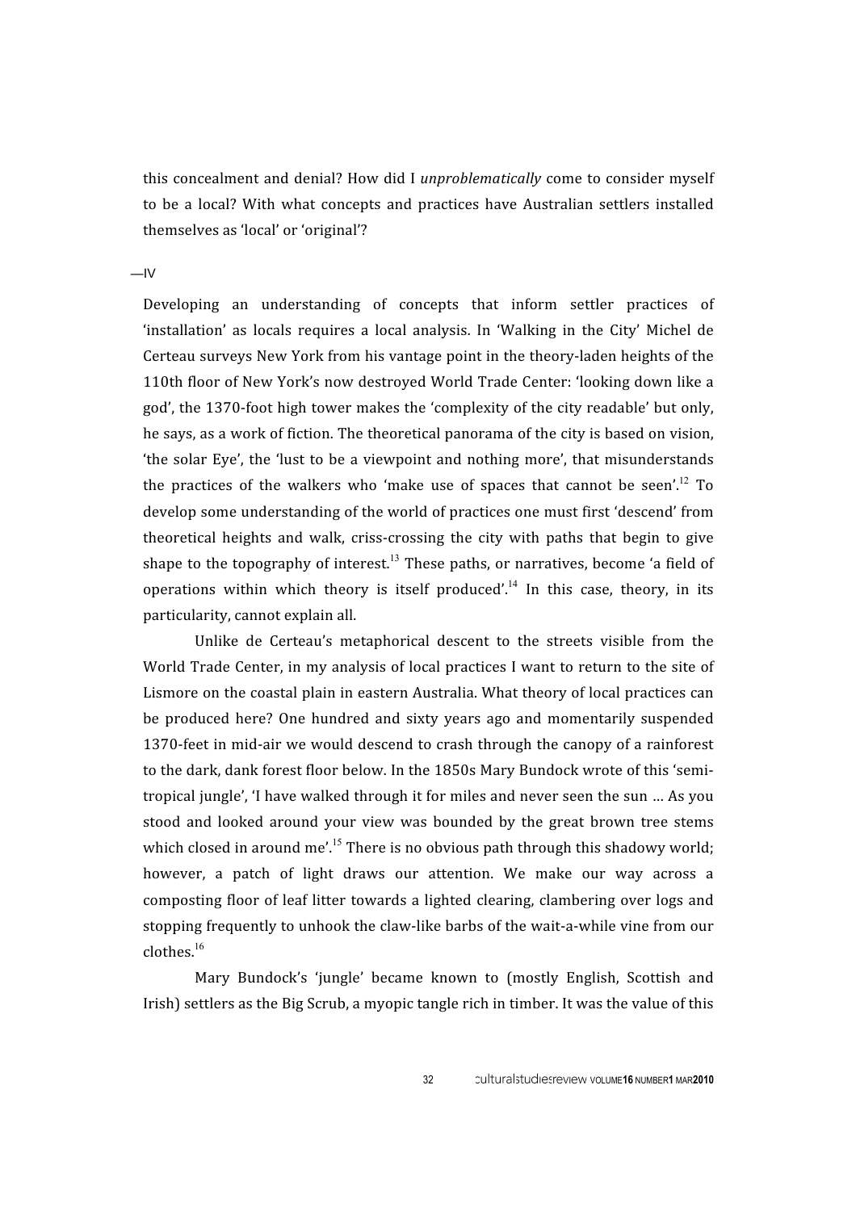this concealment and denial? How did I *unproblematically* come to consider myself to be a local? With what concepts and practices have Australian settlers installed themselves as 'local' or 'original'?

—IV

Developing an understanding of concepts that inform settler practices of 'installation' as locals requires a local analysis. In 'Walking in the City' Michel de Certeau surveys New York from his vantage point in the theory-laden heights of the 110th floor of New York's now destroyed World Trade Center: 'looking down like a god', the 1370-foot high tower makes the 'complexity of the city readable' but only, he says, as a work of fiction. The theoretical panorama of the city is based on vision, 'the solar Eye', the 'lust to be a viewpoint and nothing more', that misunderstands the practices of the walkers who 'make use of spaces that cannot be seen'.[12] To develop some understanding of the world of practices one must first 'descend' from theoretical heights and walk, criss-crossing the city with paths that begin to give shape to the topography of interest.[13] These paths, or narratives, become 'a field of operations within which theory is itself produced'.[14] In this case, theory, in its particularity, cannot explain all.

Unlike de Certeau's metaphorical descent to the streets visible from the World Trade Center, in my analysis of local practices I want to return to the site of Lismore on the coastal plain in eastern Australia. What theory of local practices can be produced here? One hundred and sixty years ago and momentarily suspended 1370-feet in mid-air we would descend to crash through the canopy of a rainforest to the dark, dank forest floor below. In the 1850s Mary Bundock wrote of this 'semi-tropical jungle', 'I have walked through it for miles and never seen the sun … As you stood and looked around your view was bounded by the great brown tree stems which closed in around me'.[15] There is no obvious path through this shadowy world; however, a patch of light draws our attention. We make our way across a composting floor of leaf litter towards a lighted clearing, clambering over logs and stopping frequently to unhook the claw-like barbs of the wait-a-while vine from our clothes.[16]

Mary Bundock's 'jungle' became known to (mostly English, Scottish and Irish) settlers as the Big Scrub, a myopic tangle rich in timber. It was the value of this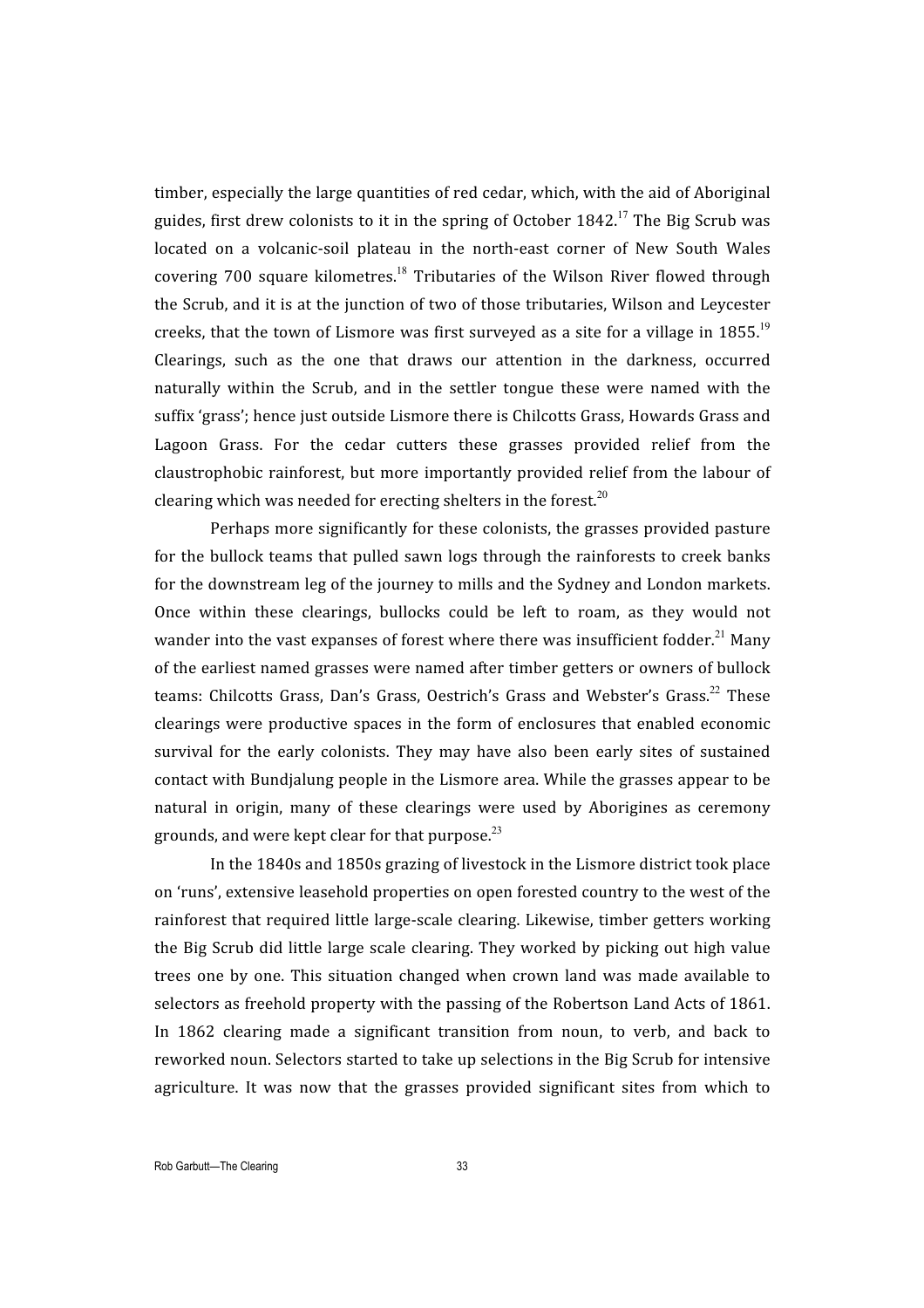timber, especially the large quantities of red cedar, which, with the aid of Aboriginal guides, first drew colonists to it in the spring of October 1842.[17] The Big Scrub was located on a volcanic-soil plateau in the north-east corner of New South Wales covering 700 square kilometres.[18] Tributaries of the Wilson River flowed through the Scrub, and it is at the junction of two of those tributaries, Wilson and Leycester creeks, that the town of Lismore was first surveyed as a site for a village in 1855.[19] Clearings, such as the one that draws our attention in the darkness, occurred naturally within the Scrub, and in the settler tongue these were named with the suffix 'grass'; hence just outside Lismore there is Chilcotts Grass, Howards Grass and Lagoon Grass. For the cedar cutters these grasses provided relief from the claustrophobic rainforest, but more importantly provided relief from the labour of clearing which was needed for erecting shelters in the forest.[20]

Perhaps more significantly for these colonists, the grasses provided pasture for the bullock teams that pulled sawn logs through the rainforests to creek banks for the downstream leg of the journey to mills and the Sydney and London markets. Once within these clearings, bullocks could be left to roam, as they would not wander into the vast expanses of forest where there was insufficient fodder.[21] Many of the earliest named grasses were named after timber getters or owners of bullock teams: Chilcotts Grass, Dan's Grass, Oestrich's Grass and Webster's Grass.[22] These clearings were productive spaces in the form of enclosures that enabled economic survival for the early colonists. They may have also been early sites of sustained contact with Bundjalung people in the Lismore area. While the grasses appear to be natural in origin, many of these clearings were used by Aborigines as ceremony grounds, and were kept clear for that purpose.[23]

In the 1840s and 1850s grazing of livestock in the Lismore district took place on 'runs', extensive leasehold properties on open forested country to the west of the rainforest that required little large-scale clearing. Likewise, timber getters working the Big Scrub did little large scale clearing. They worked by picking out high value trees one by one. This situation changed when crown land was made available to selectors as freehold property with the passing of the Robertson Land Acts of 1861. In 1862 clearing made a significant transition from noun, to verb, and back to reworked noun. Selectors started to take up selections in the Big Scrub for intensive agriculture. It was now that the grasses provided significant sites from which to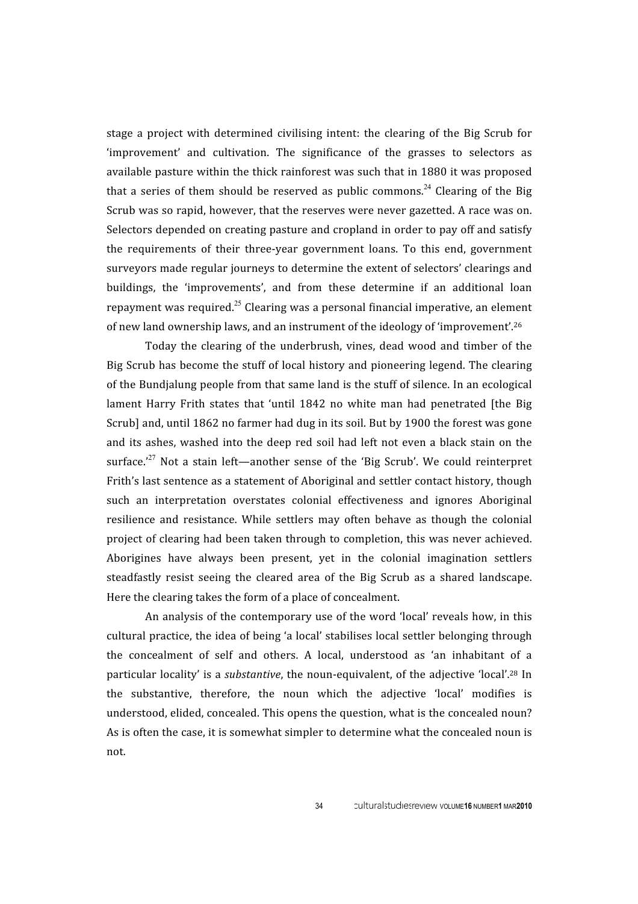stage a project with determined civilising intent: the clearing of the Big Scrub for 'improvement' and cultivation. The significance of the grasses to selectors as available pasture within the thick rainforest was such that in 1880 it was proposed that a series of them should be reserved as public commons.[24] Clearing of the Big Scrub was so rapid, however, that the reserves were never gazetted. A race was on. Selectors depended on creating pasture and cropland in order to pay off and satisfy the requirements of their three-year government loans. To this end, government surveyors made regular journeys to determine the extent of selectors' clearings and buildings, the 'improvements', and from these determine if an additional loan repayment was required.[25] Clearing was a personal financial imperative, an element of new land ownership laws, and an instrument of the ideology of 'improvement'.[26]

Today the clearing of the underbrush, vines, dead wood and timber of the Big Scrub has become the stuff of local history and pioneering legend. The clearing of the Bundjalung people from that same land is the stuff of silence. In an ecological lament Harry Frith states that 'until 1842 no white man had penetrated [the Big Scrub] and, until 1862 no farmer had dug in its soil. But by 1900 the forest was gone and its ashes, washed into the deep red soil had left not even a black stain on the surface.'[27] Not a stain left—another sense of the 'Big Scrub'. We could reinterpret Frith's last sentence as a statement of Aboriginal and settler contact history, though such an interpretation overstates colonial effectiveness and ignores Aboriginal resilience and resistance. While settlers may often behave as though the colonial project of clearing had been taken through to completion, this was never achieved. Aborigines have always been present, yet in the colonial imagination settlers steadfastly resist seeing the cleared area of the Big Scrub as a shared landscape. Here the clearing takes the form of a place of concealment.

An analysis of the contemporary use of the word 'local' reveals how, in this cultural practice, the idea of being 'a local' stabilises local settler belonging through the concealment of self and others. A local, understood as 'an inhabitant of a particular locality' is a *substantive*, the noun-equivalent, of the adjective 'local'.[28] In the substantive, therefore, the noun which the adjective 'local' modifies is understood, elided, concealed. This opens the question, what is the concealed noun? As is often the case, it is somewhat simpler to determine what the concealed noun is not.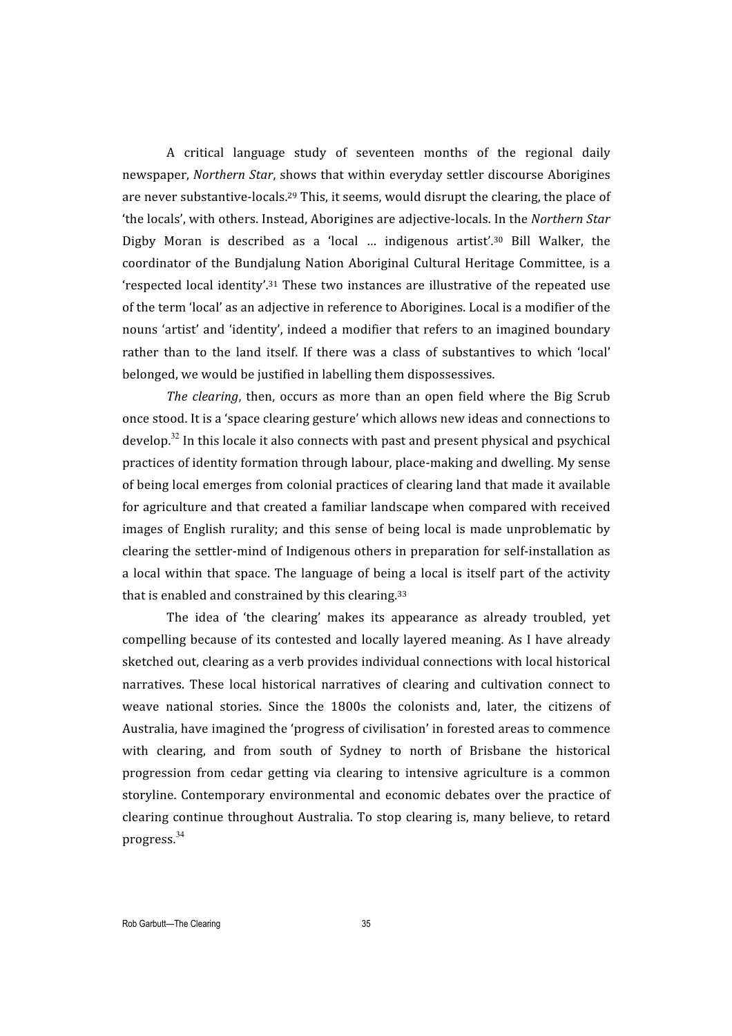A critical language study of seventeen months of the regional daily newspaper, *Northern Star*, shows that within everyday settler discourse Aborigines are never substantive-locals.[29] This, it seems, would disrupt the clearing, the place of 'the locals', with others. Instead, Aborigines are adjective-locals. In the *Northern Star* Digby Moran is described as a 'local … indigenous artist'.[30] Bill Walker, the coordinator of the Bundjalung Nation Aboriginal Cultural Heritage Committee, is a 'respected local identity'.[31] These two instances are illustrative of the repeated use of the term 'local' as an adjective in reference to Aborigines. Local is a modifier of the nouns 'artist' and 'identity', indeed a modifier that refers to an imagined boundary rather than to the land itself. If there was a class of substantives to which 'local' belonged, we would be justified in labelling them dispossessives.

*The clearing*, then, occurs as more than an open field where the Big Scrub once stood. It is a 'space clearing gesture' which allows new ideas and connections to develop.[32] In this locale it also connects with past and present physical and psychical practices of identity formation through labour, place-making and dwelling. My sense of being local emerges from colonial practices of clearing land that made it available for agriculture and that created a familiar landscape when compared with received images of English rurality; and this sense of being local is made unproblematic by clearing the settler-mind of Indigenous others in preparation for self-installation as a local within that space. The language of being a local is itself part of the activity that is enabled and constrained by this clearing.[33]

The idea of 'the clearing' makes its appearance as already troubled, yet compelling because of its contested and locally layered meaning. As I have already sketched out, clearing as a verb provides individual connections with local historical narratives. These local historical narratives of clearing and cultivation connect to weave national stories. Since the 1800s the colonists and, later, the citizens of Australia, have imagined the 'progress of civilisation' in forested areas to commence with clearing, and from south of Sydney to north of Brisbane the historical progression from cedar getting via clearing to intensive agriculture is a common storyline. Contemporary environmental and economic debates over the practice of clearing continue throughout Australia. To stop clearing is, many believe, to retard progress.[34]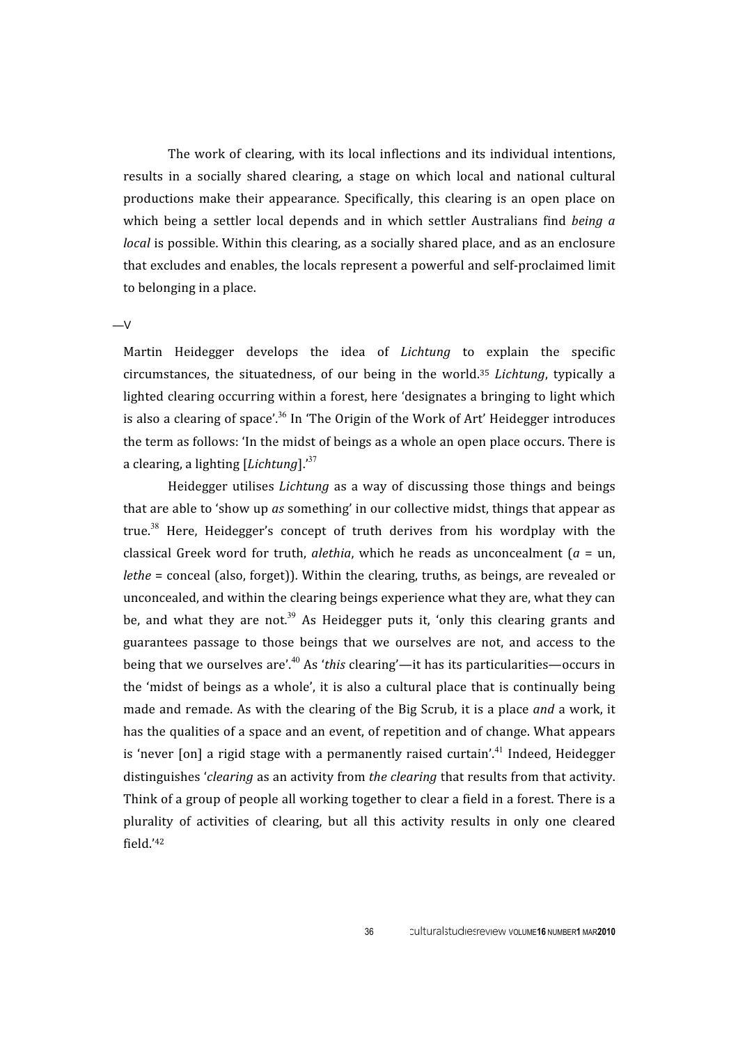The work of clearing, with its local inflections and its individual intentions, results in a socially shared clearing, a stage on which local and national cultural productions make their appearance. Specifically, this clearing is an open place on which being a settler local depends and in which settler Australians find *being a local* is possible. Within this clearing, as a socially shared place, and as an enclosure that excludes and enables, the locals represent a powerful and self-proclaimed limit to belonging in a place.

—V

Martin Heidegger develops the idea of *Lichtung* to explain the specific circumstances, the situatedness, of our being in the world.[35] *Lichtung*, typically a lighted clearing occurring within a forest, here 'designates a bringing to light which is also a clearing of space'.[36] In 'The Origin of the Work of Art' Heidegger introduces the term as follows: 'In the midst of beings as a whole an open place occurs. There is a clearing, a lighting [*Lichtung*].'[37]

Heidegger utilises *Lichtung* as a way of discussing those things and beings that are able to 'show up *as* something' in our collective midst, things that appear as true.[38] Here, Heidegger's concept of truth derives from his wordplay with the classical Greek word for truth, *alethia*, which he reads as unconcealment (*a* = un, *lethe* = conceal (also, forget)). Within the clearing, truths, as beings, are revealed or unconcealed, and within the clearing beings experience what they are, what they can be, and what they are not.[39] As Heidegger puts it, 'only this clearing grants and guarantees passage to those beings that we ourselves are not, and access to the being that we ourselves are'.[40] As '*this* clearing'—it has its particularities—occurs in the 'midst of beings as a whole', it is also a cultural place that is continually being made and remade. As with the clearing of the Big Scrub, it is a place *and* a work, it has the qualities of a space and an event, of repetition and of change. What appears is 'never [on] a rigid stage with a permanently raised curtain'.[41] Indeed, Heidegger distinguishes '*clearing* as an activity from *the clearing* that results from that activity. Think of a group of people all working together to clear a field in a forest. There is a plurality of activities of clearing, but all this activity results in only one cleared field.'[42]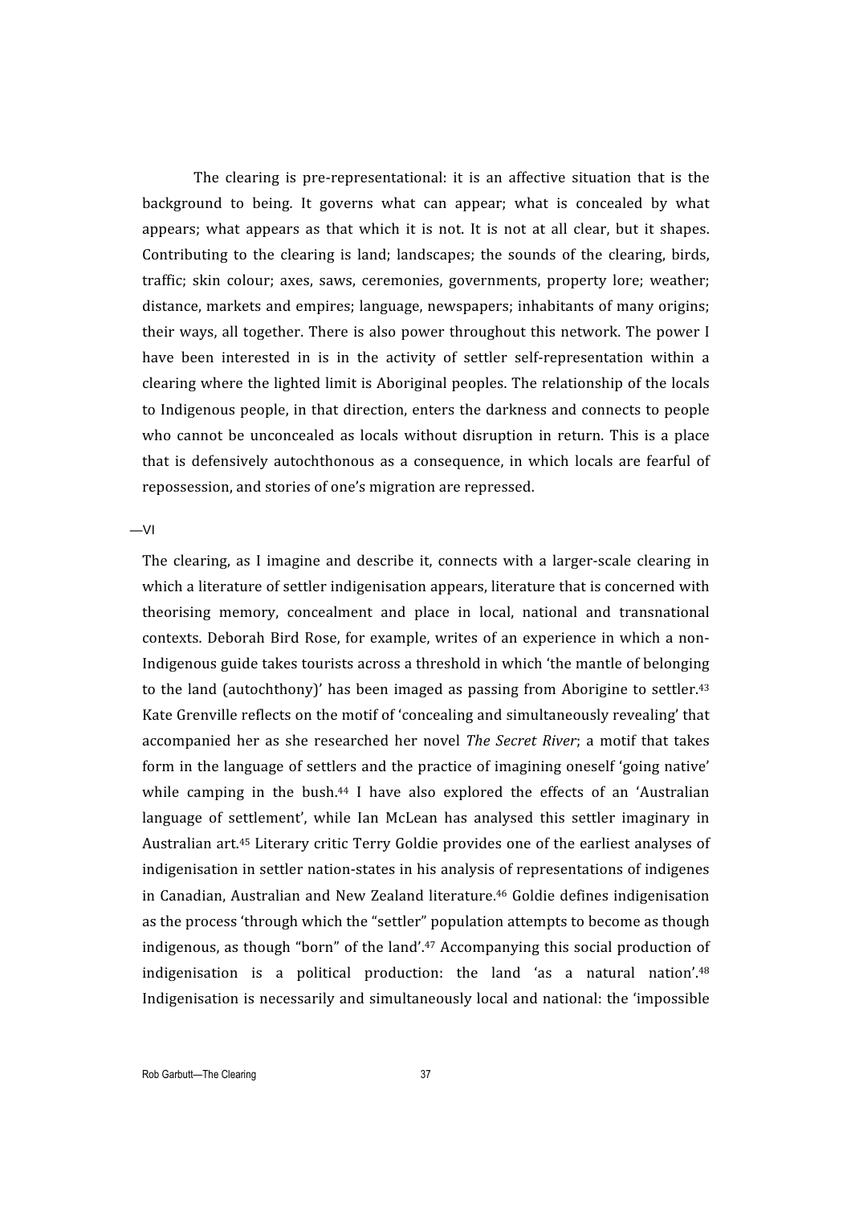The clearing is pre-representational: it is an affective situation that is the background to being. It governs what can appear; what is concealed by what appears; what appears as that which it is not. It is not at all clear, but it shapes. Contributing to the clearing is land; landscapes; the sounds of the clearing, birds, traffic; skin colour; axes, saws, ceremonies, governments, property lore; weather; distance, markets and empires; language, newspapers; inhabitants of many origins; their ways, all together. There is also power throughout this network. The power I have been interested in is in the activity of settler self-representation within a clearing where the lighted limit is Aboriginal peoples. The relationship of the locals to Indigenous people, in that direction, enters the darkness and connects to people who cannot be unconcealed as locals without disruption in return. This is a place that is defensively autochthonous as a consequence, in which locals are fearful of repossession, and stories of one's migration are repressed.

—VI

The clearing, as I imagine and describe it, connects with a larger-scale clearing in which a literature of settler indigenisation appears, literature that is concerned with theorising memory, concealment and place in local, national and transnational contexts. Deborah Bird Rose, for example, writes of an experience in which a non-Indigenous guide takes tourists across a threshold in which 'the mantle of belonging to the land (autochthony)' has been imaged as passing from Aborigine to settler.[43] Kate Grenville reflects on the motif of 'concealing and simultaneously revealing' that accompanied her as she researched her novel *The Secret River*; a motif that takes form in the language of settlers and the practice of imagining oneself 'going native' while camping in the bush.[44] I have also explored the effects of an 'Australian language of settlement', while Ian McLean has analysed this settler imaginary in Australian art.[45] Literary critic Terry Goldie provides one of the earliest analyses of indigenisation in settler nation-states in his analysis of representations of indigenes in Canadian, Australian and New Zealand literature.[46] Goldie defines indigenisation as the process 'through which the "settler" population attempts to become as though indigenous, as though "born" of the land'.[47] Accompanying this social production of indigenisation is a political production: the land 'as a natural nation'.[48] Indigenisation is necessarily and simultaneously local and national: the 'impossible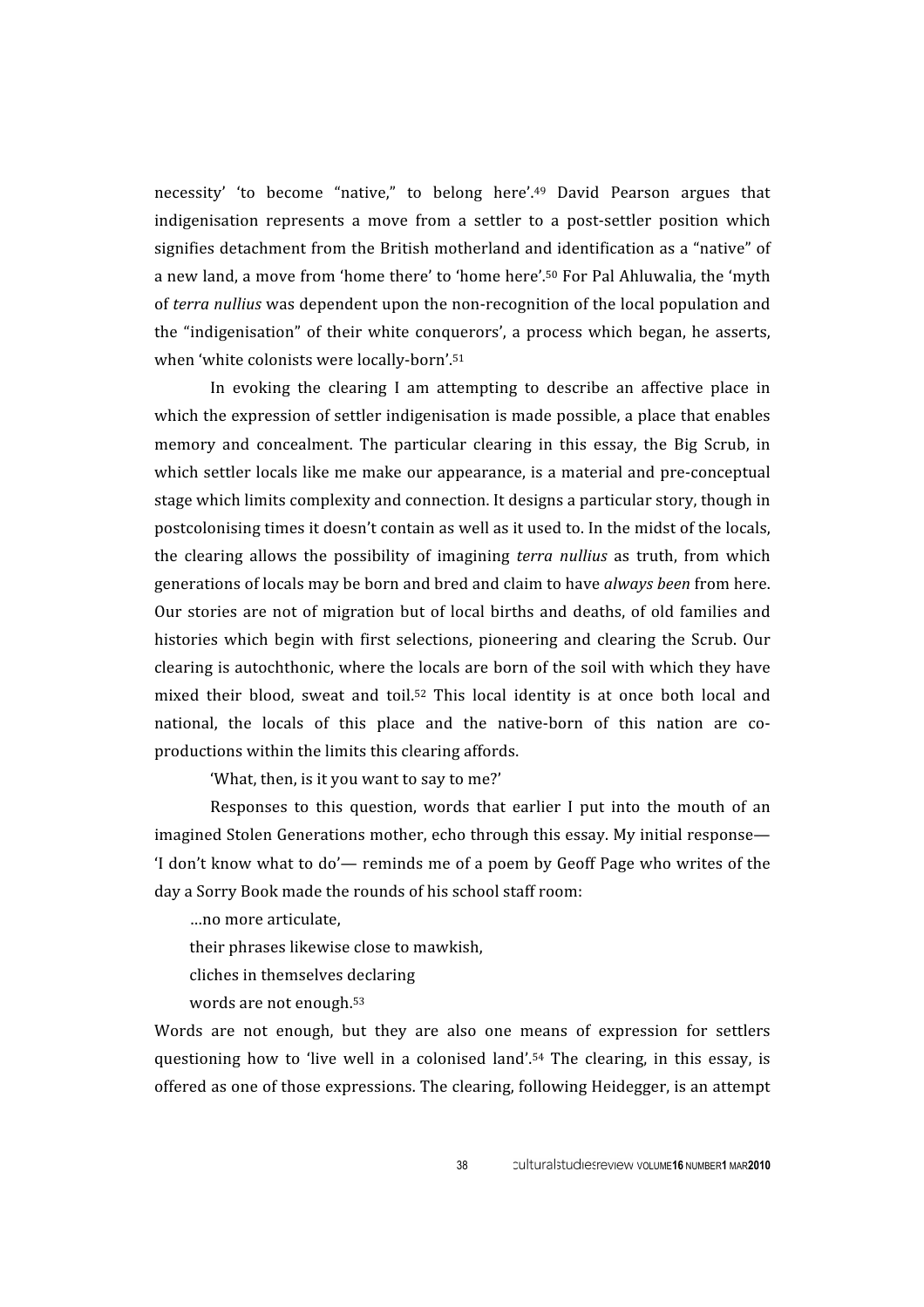necessity' 'to become "native," to belong here'.[49] David Pearson argues that indigenisation represents a move from a settler to a post-settler position which signifies detachment from the British motherland and identification as a "native" of a new land, a move from 'home there' to 'home here'.[50] For Pal Ahluwalia, the 'myth of *terra nullius* was dependent upon the non-recognition of the local population and the "indigenisation" of their white conquerors', a process which began, he asserts, when 'white colonists were locally-born'.[51]

In evoking the clearing I am attempting to describe an affective place in which the expression of settler indigenisation is made possible, a place that enables memory and concealment. The particular clearing in this essay, the Big Scrub, in which settler locals like me make our appearance, is a material and pre-conceptual stage which limits complexity and connection. It designs a particular story, though in postcolonising times it doesn't contain as well as it used to. In the midst of the locals, the clearing allows the possibility of imagining *terra nullius* as truth, from which generations of locals may be born and bred and claim to have *always been* from here. Our stories are not of migration but of local births and deaths, of old families and histories which begin with first selections, pioneering and clearing the Scrub. Our clearing is autochthonic, where the locals are born of the soil with which they have mixed their blood, sweat and toil.[52] This local identity is at once both local and national, the locals of this place and the native-born of this nation are co-productions within the limits this clearing affords.

'What, then, is it you want to say to me?'

Responses to this question, words that earlier I put into the mouth of an imagined Stolen Generations mother, echo through this essay. My initial response—'I don't know what to do'— reminds me of a poem by Geoff Page who writes of the day a Sorry Book made the rounds of his school staff room:

> …no more articulate,
> their phrases likewise close to mawkish,
> cliches in themselves declaring
> words are not enough.[53]

Words are not enough, but they are also one means of expression for settlers questioning how to 'live well in a colonised land'.[54] The clearing, in this essay, is offered as one of those expressions. The clearing, following Heidegger, is an attempt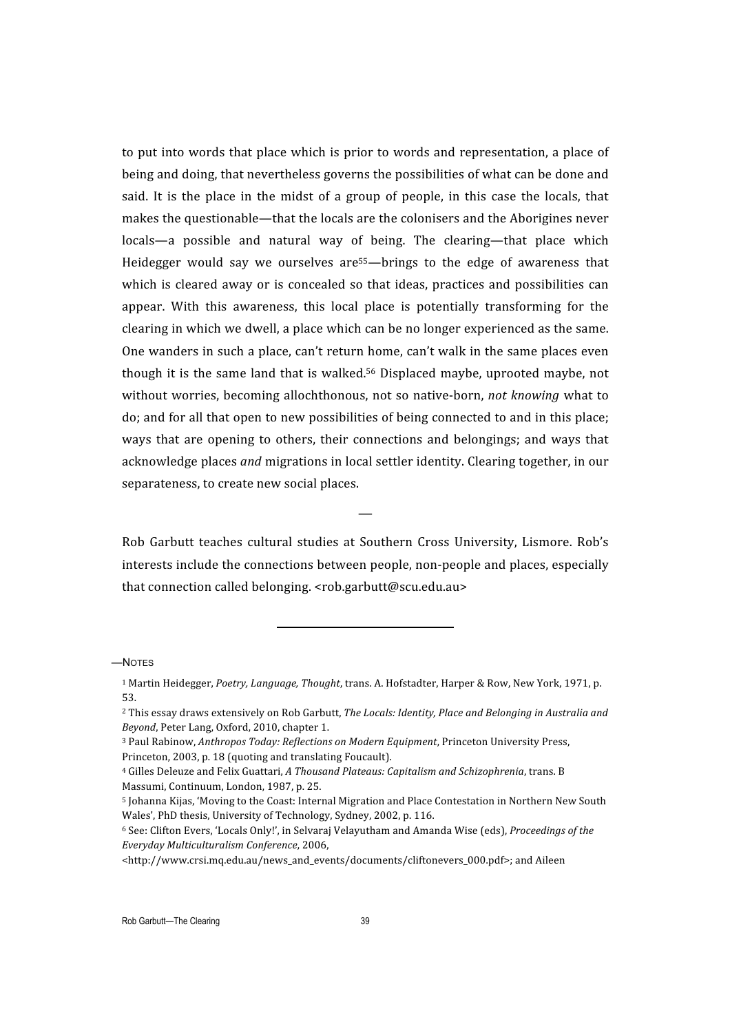to put into words that place which is prior to words and representation, a place of being and doing, that nevertheless governs the possibilities of what can be done and said. It is the place in the midst of a group of people, in this case the locals, that makes the questionable—that the locals are the colonisers and the Aborigines never locals—a possible and natural way of being. The clearing—that place which Heidegger would say we ourselves are[55]—brings to the edge of awareness that which is cleared away or is concealed so that ideas, practices and possibilities can appear. With this awareness, this local place is potentially transforming for the clearing in which we dwell, a place which can be no longer experienced as the same. One wanders in such a place, can't return home, can't walk in the same places even though it is the same land that is walked.[56] Displaced maybe, uprooted maybe, not without worries, becoming allochthonous, not so native-born, *not knowing* what to do; and for all that open to new possibilities of being connected to and in this place; ways that are opening to others, their connections and belongings; and ways that acknowledge places *and* migrations in local settler identity. Clearing together, in our separateness, to create new social places.

—

Rob Garbutt teaches cultural studies at Southern Cross University, Lismore. Rob's interests include the connections between people, non-people and places, especially that connection called belonging. <rob.garbutt@scu.edu.au>

---

—NOTES

[1] Martin Heidegger, *Poetry, Language, Thought*, trans. A. Hofstadter, Harper & Row, New York, 1971, p. 53.

[2] This essay draws extensively on Rob Garbutt, *The Locals: Identity, Place and Belonging in Australia and Beyond*, Peter Lang, Oxford, 2010, chapter 1.

[3] Paul Rabinow, *Anthropos Today: Reflections on Modern Equipment*, Princeton University Press, Princeton, 2003, p. 18 (quoting and translating Foucault).

[4] Gilles Deleuze and Felix Guattari, *A Thousand Plateaus: Capitalism and Schizophrenia*, trans. B Massumi, Continuum, London, 1987, p. 25.

[5] Johanna Kijas, 'Moving to the Coast: Internal Migration and Place Contestation in Northern New South Wales', PhD thesis, University of Technology, Sydney, 2002, p. 116.

[6] See: Clifton Evers, 'Locals Only!', in Selvaraj Velayutham and Amanda Wise (eds), *Proceedings of the Everyday Multiculturalism Conference*, 2006, <http://www.crsi.mq.edu.au/news_and_events/documents/cliftonevers_000.pdf>; and Aileen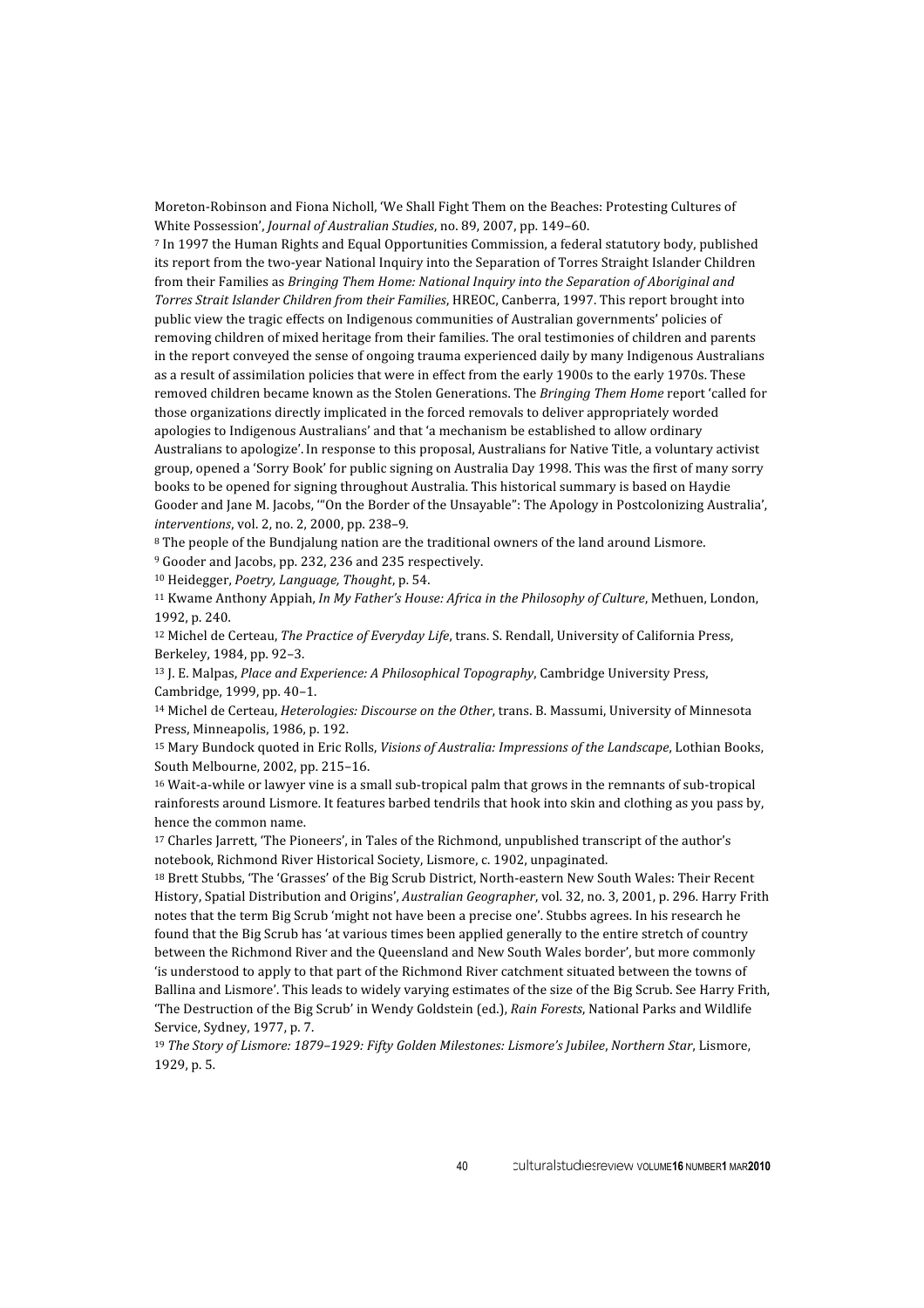Moreton-Robinson and Fiona Nicholl, 'We Shall Fight Them on the Beaches: Protesting Cultures of White Possession', *Journal of Australian Studies*, no. 89, 2007, pp. 149–60.

7 In 1997 the Human Rights and Equal Opportunities Commission, a federal statutory body, published its report from the two-year National Inquiry into the Separation of Torres Straight Islander Children from their Families as *Bringing Them Home: National Inquiry into the Separation of Aboriginal and Torres Strait Islander Children from their Families*, HREOC, Canberra, 1997. This report brought into public view the tragic effects on Indigenous communities of Australian governments' policies of removing children of mixed heritage from their families. The oral testimonies of children and parents in the report conveyed the sense of ongoing trauma experienced daily by many Indigenous Australians as a result of assimilation policies that were in effect from the early 1900s to the early 1970s. These removed children became known as the Stolen Generations. The *Bringing Them Home* report 'called for those organizations directly implicated in the forced removals to deliver appropriately worded apologies to Indigenous Australians' and that 'a mechanism be established to allow ordinary Australians to apologize'. In response to this proposal, Australians for Native Title, a voluntary activist group, opened a 'Sorry Book' for public signing on Australia Day 1998. This was the first of many sorry books to be opened for signing throughout Australia. This historical summary is based on Haydie Gooder and Jane M. Jacobs, '"On the Border of the Unsayable": The Apology in Postcolonizing Australia', *interventions*, vol. 2, no. 2, 2000, pp. 238–9.

8 The people of the Bundjalung nation are the traditional owners of the land around Lismore.

9 Gooder and Jacobs, pp. 232, 236 and 235 respectively.

10 Heidegger, *Poetry, Language, Thought*, p. 54.

11 Kwame Anthony Appiah, *In My Father's House: Africa in the Philosophy of Culture*, Methuen, London, 1992, p. 240.

12 Michel de Certeau, *The Practice of Everyday Life*, trans. S. Rendall, University of California Press, Berkeley, 1984, pp. 92–3.

13 J. E. Malpas, *Place and Experience: A Philosophical Topography*, Cambridge University Press, Cambridge, 1999, pp. 40–1.

14 Michel de Certeau, *Heterologies: Discourse on the Other*, trans. B. Massumi, University of Minnesota Press, Minneapolis, 1986, p. 192.

15 Mary Bundock quoted in Eric Rolls, *Visions of Australia: Impressions of the Landscape*, Lothian Books, South Melbourne, 2002, pp. 215–16.

16 Wait-a-while or lawyer vine is a small sub-tropical palm that grows in the remnants of sub-tropical rainforests around Lismore. It features barbed tendrils that hook into skin and clothing as you pass by, hence the common name.

17 Charles Jarrett, 'The Pioneers', in Tales of the Richmond, unpublished transcript of the author's notebook, Richmond River Historical Society, Lismore, c. 1902, unpaginated.

18 Brett Stubbs, 'The 'Grasses' of the Big Scrub District, North-eastern New South Wales: Their Recent History, Spatial Distribution and Origins', *Australian Geographer*, vol. 32, no. 3, 2001, p. 296. Harry Frith notes that the term Big Scrub 'might not have been a precise one'. Stubbs agrees. In his research he found that the Big Scrub has 'at various times been applied generally to the entire stretch of country between the Richmond River and the Queensland and New South Wales border', but more commonly 'is understood to apply to that part of the Richmond River catchment situated between the towns of Ballina and Lismore'. This leads to widely varying estimates of the size of the Big Scrub. See Harry Frith, 'The Destruction of the Big Scrub' in Wendy Goldstein (ed.), *Rain Forests*, National Parks and Wildlife Service, Sydney, 1977, p. 7.

19 *The Story of Lismore: 1879–1929: Fifty Golden Milestones: Lismore's Jubilee*, *Northern Star*, Lismore, 1929, p. 5.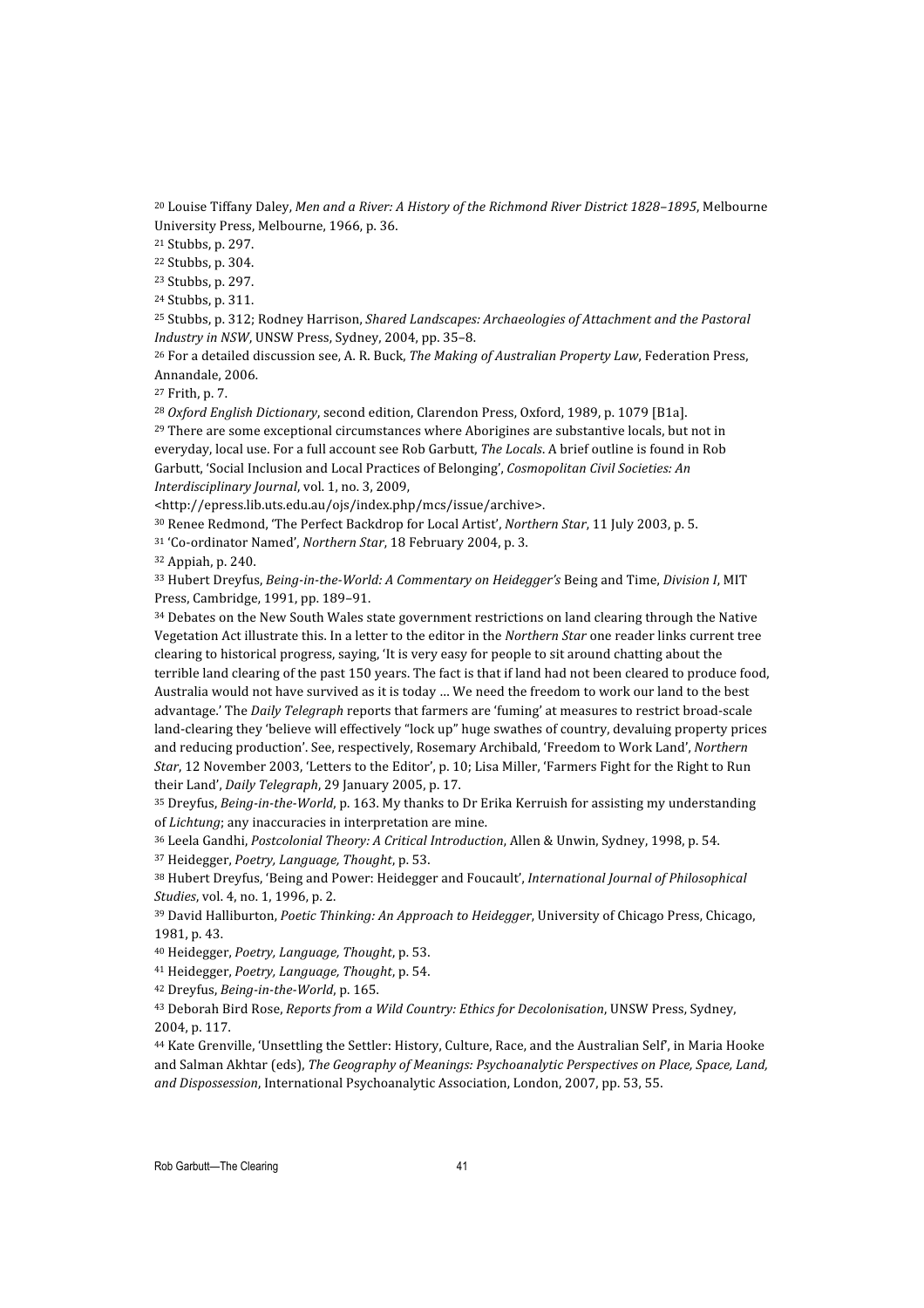[20] Louise Tiffany Daley, *Men and a River: A History of the Richmond River District 1828–1895*, Melbourne University Press, Melbourne, 1966, p. 36.

[21] Stubbs, p. 297.

[22] Stubbs, p. 304.

[23] Stubbs, p. 297.

[24] Stubbs, p. 311.

[25] Stubbs, p. 312; Rodney Harrison, *Shared Landscapes: Archaeologies of Attachment and the Pastoral Industry in NSW*, UNSW Press, Sydney, 2004, pp. 35–8.

[26] For a detailed discussion see, A. R. Buck, *The Making of Australian Property Law*, Federation Press, Annandale, 2006.

[27] Frith, p. 7.

[28] *Oxford English Dictionary*, second edition, Clarendon Press, Oxford, 1989, p. 1079 [B1a].

[29] There are some exceptional circumstances where Aborigines are substantive locals, but not in everyday, local use. For a full account see Rob Garbutt, *The Locals*. A brief outline is found in Rob Garbutt, 'Social Inclusion and Local Practices of Belonging', *Cosmopolitan Civil Societies: An Interdisciplinary Journal*, vol. 1, no. 3, 2009, <http://epress.lib.uts.edu.au/ojs/index.php/mcs/issue/archive>.

[30] Renee Redmond, 'The Perfect Backdrop for Local Artist', *Northern Star*, 11 July 2003, p. 5.

[31] 'Co-ordinator Named', *Northern Star*, 18 February 2004, p. 3.

[32] Appiah, p. 240.

[33] Hubert Dreyfus, *Being-in-the-World: A Commentary on Heidegger's* Being and Time, *Division I*, MIT Press, Cambridge, 1991, pp. 189–91.

[34] Debates on the New South Wales state government restrictions on land clearing through the Native Vegetation Act illustrate this. In a letter to the editor in the *Northern Star* one reader links current tree clearing to historical progress, saying, 'It is very easy for people to sit around chatting about the terrible land clearing of the past 150 years. The fact is that if land had not been cleared to produce food, Australia would not have survived as it is today … We need the freedom to work our land to the best advantage.' The *Daily Telegraph* reports that farmers are 'fuming' at measures to restrict broad-scale land-clearing they 'believe will effectively "lock up" huge swathes of country, devaluing property prices and reducing production'. See, respectively, Rosemary Archibald, 'Freedom to Work Land', *Northern Star*, 12 November 2003, 'Letters to the Editor', p. 10; Lisa Miller, 'Farmers Fight for the Right to Run their Land', *Daily Telegraph*, 29 January 2005, p. 17.

[35] Dreyfus, *Being-in-the-World*, p. 163. My thanks to Dr Erika Kerruish for assisting my understanding of *Lichtung*; any inaccuracies in interpretation are mine.

[36] Leela Gandhi, *Postcolonial Theory: A Critical Introduction*, Allen & Unwin, Sydney, 1998, p. 54.

[37] Heidegger, *Poetry, Language, Thought*, p. 53.

[38] Hubert Dreyfus, 'Being and Power: Heidegger and Foucault', *International Journal of Philosophical Studies*, vol. 4, no. 1, 1996, p. 2.

[39] David Halliburton, *Poetic Thinking: An Approach to Heidegger*, University of Chicago Press, Chicago, 1981, p. 43.

[40] Heidegger, *Poetry, Language, Thought*, p. 53.

[41] Heidegger, *Poetry, Language, Thought*, p. 54.

[42] Dreyfus, *Being-in-the-World*, p. 165.

[43] Deborah Bird Rose, *Reports from a Wild Country: Ethics for Decolonisation*, UNSW Press, Sydney, 2004, p. 117.

[44] Kate Grenville, 'Unsettling the Settler: History, Culture, Race, and the Australian Self', in Maria Hooke and Salman Akhtar (eds), *The Geography of Meanings: Psychoanalytic Perspectives on Place, Space, Land, and Dispossession*, International Psychoanalytic Association, London, 2007, pp. 53, 55.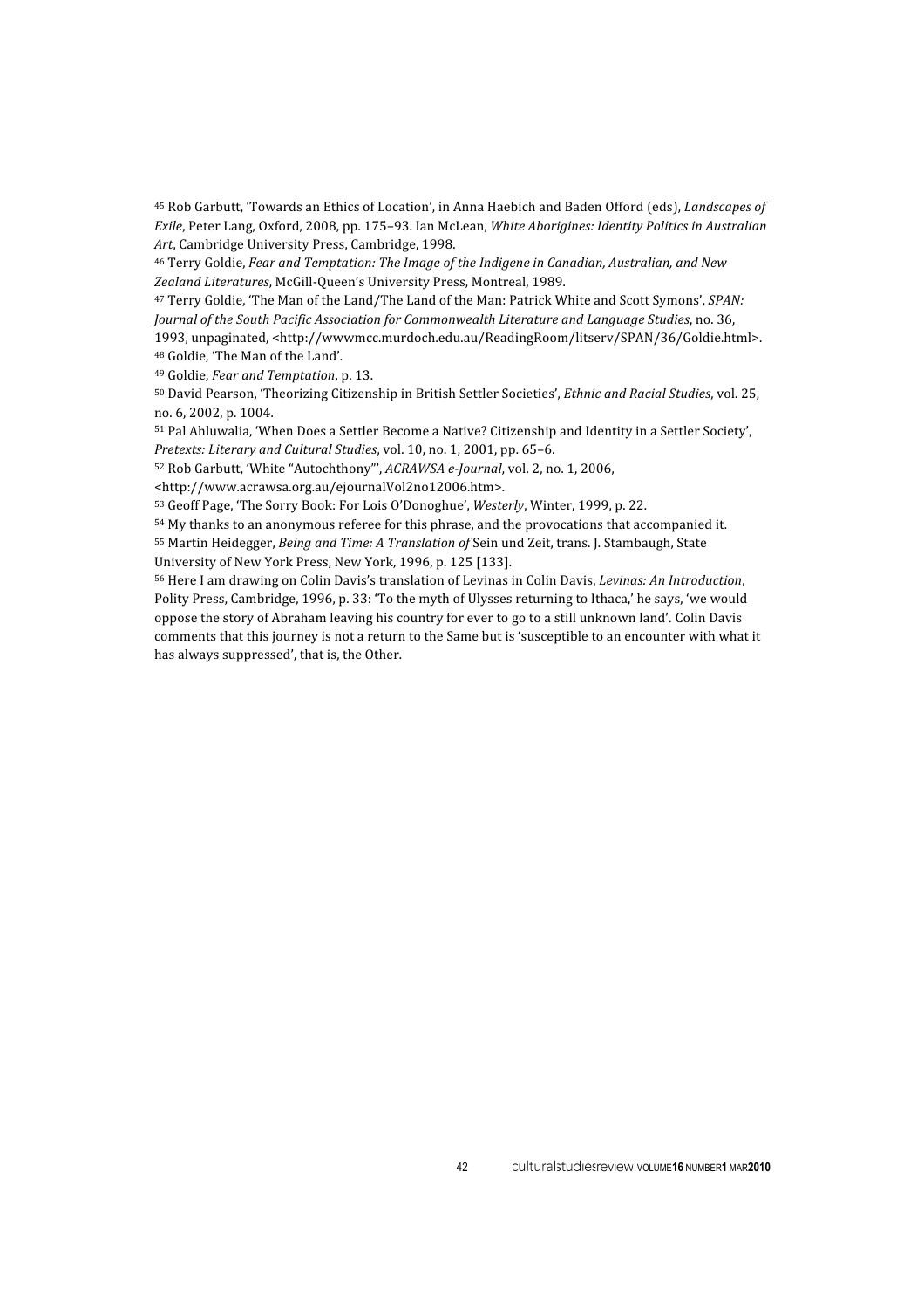[45] Rob Garbutt, 'Towards an Ethics of Location', in Anna Haebich and Baden Offord (eds), *Landscapes of Exile*, Peter Lang, Oxford, 2008, pp. 175–93. Ian McLean, *White Aborigines: Identity Politics in Australian Art*, Cambridge University Press, Cambridge, 1998.

[46] Terry Goldie, *Fear and Temptation: The Image of the Indigene in Canadian, Australian, and New Zealand Literatures*, McGill-Queen's University Press, Montreal, 1989.

[47] Terry Goldie, 'The Man of the Land/The Land of the Man: Patrick White and Scott Symons', *SPAN: Journal of the South Pacific Association for Commonwealth Literature and Language Studies*, no. 36, 1993, unpaginated, <http://wwwmcc.murdoch.edu.au/ReadingRoom/litserv/SPAN/36/Goldie.html>.

[48] Goldie, 'The Man of the Land'.

[49] Goldie, *Fear and Temptation*, p. 13.

[50] David Pearson, 'Theorizing Citizenship in British Settler Societies', *Ethnic and Racial Studies*, vol. 25, no. 6, 2002, p. 1004.

[51] Pal Ahluwalia, 'When Does a Settler Become a Native? Citizenship and Identity in a Settler Society', *Pretexts: Literary and Cultural Studies*, vol. 10, no. 1, 2001, pp. 65–6.

[52] Rob Garbutt, 'White "Autochthony"', *ACRAWSA e-Journal*, vol. 2, no. 1, 2006, <http://www.acrawsa.org.au/ejournalVol2no12006.htm>.

[53] Geoff Page, 'The Sorry Book: For Lois O'Donoghue', *Westerly*, Winter, 1999, p. 22.

[54] My thanks to an anonymous referee for this phrase, and the provocations that accompanied it.

[55] Martin Heidegger, *Being and Time: A Translation of* Sein und Zeit, trans. J. Stambaugh, State University of New York Press, New York, 1996, p. 125 [133].

[56] Here I am drawing on Colin Davis's translation of Levinas in Colin Davis, *Levinas: An Introduction*, Polity Press, Cambridge, 1996, p. 33: 'To the myth of Ulysses returning to Ithaca,' he says, 'we would oppose the story of Abraham leaving his country for ever to go to a still unknown land'. Colin Davis comments that this journey is not a return to the Same but is 'susceptible to an encounter with what it has always suppressed', that is, the Other.